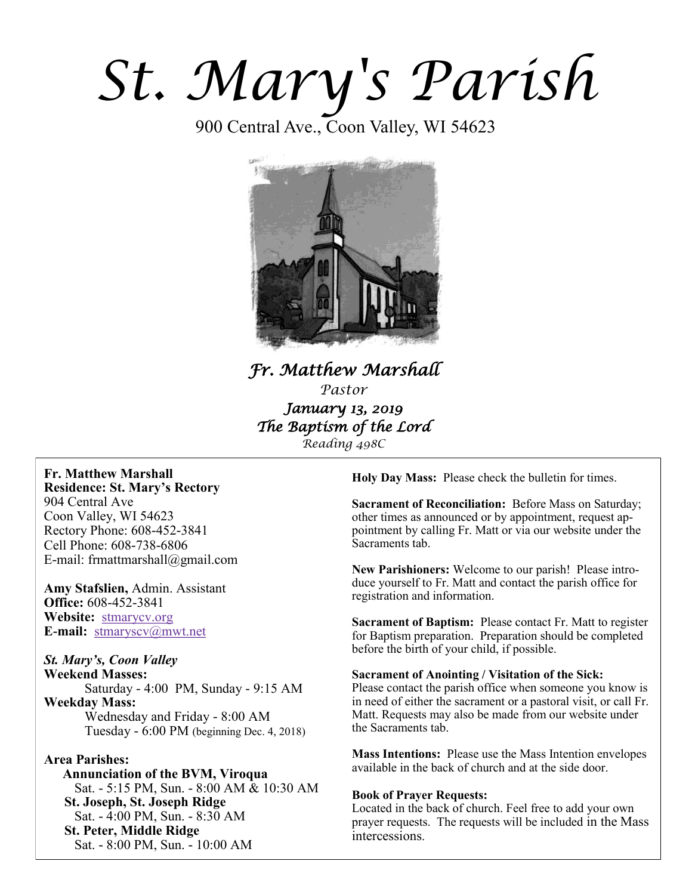# *St. Mary's Parish*

900 Central Ave., Coon Valley, WI 54623

***Fr. Matthew Marshall***

*Pastor*

***January 13, 2019***

***The Baptism of the Lord***

*Reading 498C*

**Fr. Matthew Marshall**
**Residence: St. Mary's Rectory**
904 Central Ave
Coon Valley, WI 54623
Rectory Phone: 608-452-3841
Cell Phone: 608-738-6806
E-mail: frmattmarshall@gmail.com

**Amy Stafslien,** Admin. Assistant
**Office:** 608-452-3841
**Website:** stmarycv.org
**E-mail:** stmaryscv@mwt.net

***St. Mary's, Coon Valley***
**Weekend Masses:**
Saturday - 4:00 PM, Sunday - 9:15 AM
**Weekday Mass:**
Wednesday and Friday - 8:00 AM
Tuesday - 6:00 PM (beginning Dec. 4, 2018)

**Area Parishes:**
**Annunciation of the BVM, Viroqua**
Sat. - 5:15 PM, Sun. - 8:00 AM & 10:30 AM
**St. Joseph, St. Joseph Ridge**
Sat. - 4:00 PM, Sun. - 8:30 AM
**St. Peter, Middle Ridge**
Sat. - 8:00 PM, Sun. - 10:00 AM

**Holy Day Mass:** Please check the bulletin for times.

**Sacrament of Reconciliation:** Before Mass on Saturday; other times as announced or by appointment, request appointment by calling Fr. Matt or via our website under the Sacraments tab.

**New Parishioners:** Welcome to our parish! Please introduce yourself to Fr. Matt and contact the parish office for registration and information.

**Sacrament of Baptism:** Please contact Fr. Matt to register for Baptism preparation. Preparation should be completed before the birth of your child, if possible.

**Sacrament of Anointing / Visitation of the Sick:**
Please contact the parish office when someone you know is in need of either the sacrament or a pastoral visit, or call Fr. Matt. Requests may also be made from our website under the Sacraments tab.

**Mass Intentions:** Please use the Mass Intention envelopes available in the back of church and at the side door.

**Book of Prayer Requests:**
Located in the back of church. Feel free to add your own prayer requests. The requests will be included in the Mass intercessions.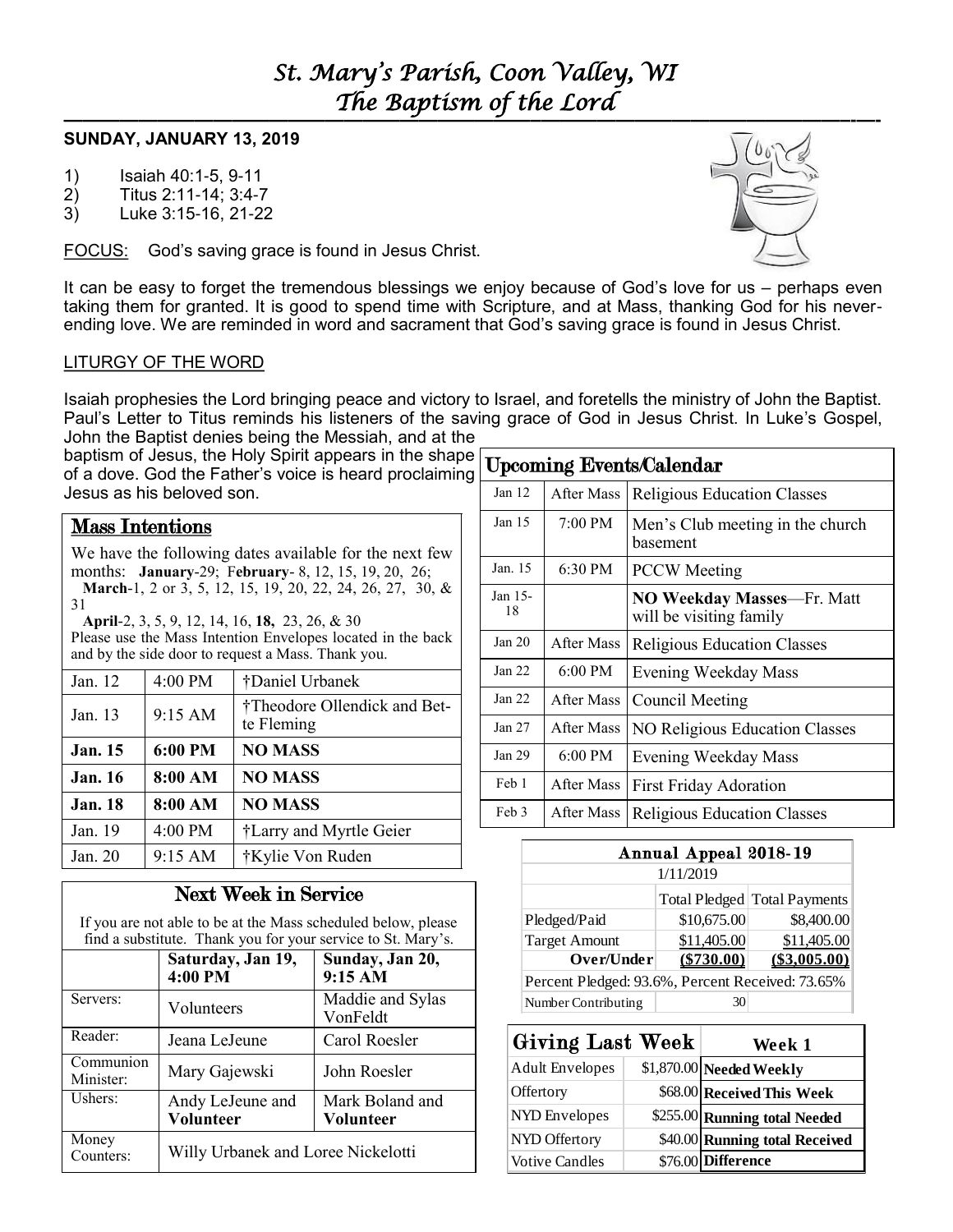# St. Mary's Parish, Coon Valley, WI
# The Baptism of the Lord

**SUNDAY, JANUARY 13, 2019**

1) Isaiah 40:1-5, 9-11
2) Titus 2:11-14; 3:4-7
3) Luke 3:15-16, 21-22

FOCUS: God's saving grace is found in Jesus Christ.

It can be easy to forget the tremendous blessings we enjoy because of God's love for us – perhaps even taking them for granted. It is good to spend time with Scripture, and at Mass, thanking God for his never-ending love. We are reminded in word and sacrament that God's saving grace is found in Jesus Christ.

LITURGY OF THE WORD

Isaiah prophesies the Lord bringing peace and victory to Israel, and foretells the ministry of John the Baptist. Paul's Letter to Titus reminds his listeners of the saving grace of God in Jesus Christ. In Luke's Gospel, John the Baptist denies being the Messiah, and at the baptism of Jesus, the Holy Spirit appears in the shape of a dove. God the Father's voice is heard proclaiming Jesus as his beloved son.

## Mass Intentions

We have the following dates available for the next few months: **January**-29; F**ebruary**- 8, 12, 15, 19, 20, 26; **March**-1, 2 or 3, 5, 12, 15, 19, 20, 22, 24, 26, 27, 30, & 31
**April**-2, 3, 5, 9, 12, 14, 16, **18**, 23, 26, & 30
Please use the Mass Intention Envelopes located in the back and by the side door to request a Mass. Thank you.

| | | |
|---|---|---|
| Jan. 12 | 4:00 PM | †Daniel Urbanek |
| Jan. 13 | 9:15 AM | †Theodore Ollendick and Bette Fleming |
| **Jan. 15** | **6:00 PM** | **NO MASS** |
| **Jan. 16** | **8:00 AM** | **NO MASS** |
| **Jan. 18** | **8:00 AM** | **NO MASS** |
| Jan. 19 | 4:00 PM | †Larry and Myrtle Geier |
| Jan. 20 | 9:15 AM | †Kylie Von Ruden |

## Next Week in Service

If you are not able to be at the Mass scheduled below, please find a substitute. Thank you for your service to St. Mary's.

| | Saturday, Jan 19, 4:00 PM | Sunday, Jan 20, 9:15 AM |
|---|---|---|
| Servers: | Volunteers | Maddie and Sylas VonFeldt |
| Reader: | Jeana LeJeune | Carol Roesler |
| Communion Minister: | Mary Gajewski | John Roesler |
| Ushers: | Andy LeJeune and **Volunteer** | Mark Boland and **Volunteer** |
| Money Counters: | Willy Urbanek and Loree Nickelotti | |

## Upcoming Events/Calendar

| | | |
|---|---|---|
| Jan 12 | After Mass | Religious Education Classes |
| Jan 15 | 7:00 PM | Men's Club meeting in the church basement |
| Jan. 15 | 6:30 PM | PCCW Meeting |
| Jan 15-18 | | **NO Weekday Masses**—Fr. Matt will be visiting family |
| Jan 20 | After Mass | Religious Education Classes |
| Jan 22 | 6:00 PM | Evening Weekday Mass |
| Jan 22 | After Mass | Council Meeting |
| Jan 27 | After Mass | NO Religious Education Classes |
| Jan 29 | 6:00 PM | Evening Weekday Mass |
| Feb 1 | After Mass | First Friday Adoration |
| Feb 3 | After Mass | Religious Education Classes |

## Annual Appeal 2018-19

1/11/2019

| | Total Pledged | Total Payments |
|---|---|---|
| Pledged/Paid | $10,675.00 | $8,400.00 |
| Target Amount | $11,405.00 | $11,405.00 |
| **Over/Under** | **($730.00)** | **($3,005.00)** |
| Percent Pledged: 93.6%, Percent Received: 73.65% | | |
| Number Contributing | 30 | |

## Giving Last Week

| | | **Week 1** |
|---|---|---|
| Adult Envelopes | $1,870.00 | **Needed Weekly** |
| Offertory | $68.00 | **Received This Week** |
| NYD Envelopes | $255.00 | **Running total Needed** |
| NYD Offertory | $40.00 | **Running total Received** |
| Votive Candles | $76.00 | **Difference** |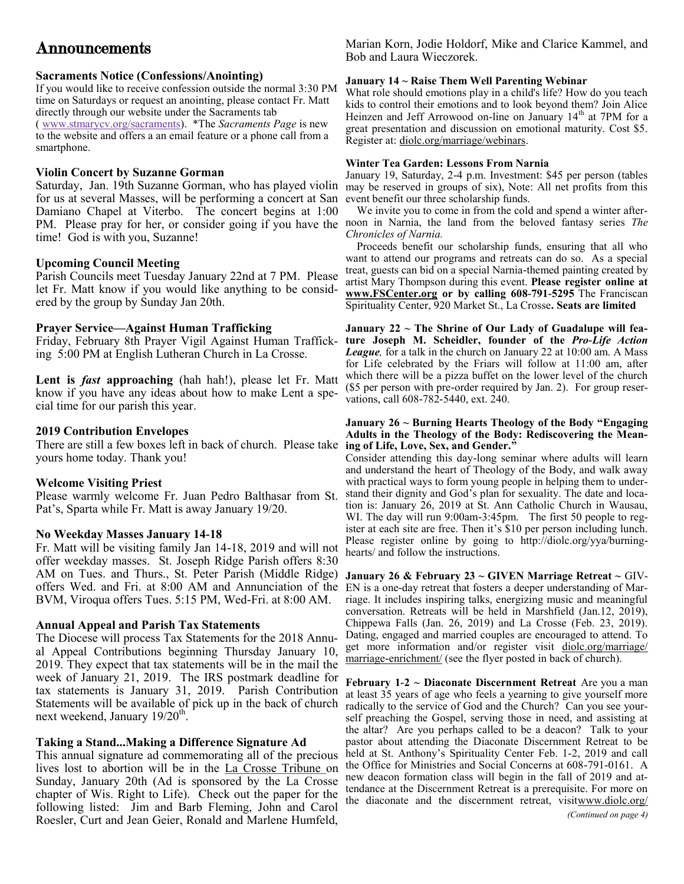# Announcements

**Sacraments Notice (Confessions/Anointing)**

If you would like to receive confession outside the normal 3:30 PM time on Saturdays or request an anointing, please contact Fr. Matt directly through our website under the Sacraments tab ( www.stmarycv.org/sacraments). *The *Sacraments Page* is new to the website and offers a an email feature or a phone call from a smartphone.

**Violin Concert by Suzanne Gorman**

Saturday, Jan. 19th Suzanne Gorman, who has played violin for us at several Masses, will be performing a concert at San Damiano Chapel at Viterbo. The concert begins at 1:00 PM. Please pray for her, or consider going if you have the time! God is with you, Suzanne!

**Upcoming Council Meeting**

Parish Councils meet Tuesday January 22nd at 7 PM. Please let Fr. Matt know if you would like anything to be considered by the group by Sunday Jan 20th.

**Prayer Service—Against Human Trafficking**

Friday, February 8th Prayer Vigil Against Human Trafficking 5:00 PM at English Lutheran Church in La Crosse.

**Lent is *fast* approaching** (hah hah!), please let Fr. Matt know if you have any ideas about how to make Lent a special time for our parish this year.

**2019 Contribution Envelopes**

There are still a few boxes left in back of church. Please take yours home today. Thank you!

**Welcome Visiting Priest**

Please warmly welcome Fr. Juan Pedro Balthasar from St. Pat's, Sparta while Fr. Matt is away January 19/20.

**No Weekday Masses January 14-18**

Fr. Matt will be visiting family Jan 14-18, 2019 and will not offer weekday masses. St. Joseph Ridge Parish offers 8:30 AM on Tues. and Thurs., St. Peter Parish (Middle Ridge) offers Wed. and Fri. at 8:00 AM and Annunciation of the BVM, Viroqua offers Tues. 5:15 PM, Wed-Fri. at 8:00 AM.

**Annual Appeal and Parish Tax Statements**

The Diocese will process Tax Statements for the 2018 Annual Appeal Contributions beginning Thursday January 10, 2019. They expect that tax statements will be in the mail the week of January 21, 2019. The IRS postmark deadline for tax statements is January 31, 2019. Parish Contribution Statements will be available of pick up in the back of church next weekend, January 19/20th.

**Taking a Stand...Making a Difference Signature Ad**

This annual signature ad commemorating all of the precious lives lost to abortion will be in the La Crosse Tribune on Sunday, January 20th (Ad is sponsored by the La Crosse chapter of Wis. Right to Life). Check out the paper for the following listed: Jim and Barb Fleming, John and Carol Roesler, Curt and Jean Geier, Ronald and Marlene Humfeld, Marian Korn, Jodie Holdorf, Mike and Clarice Kammel, and Bob and Laura Wieczorek.

**January 14 ~ Raise Them Well Parenting Webinar**

What role should emotions play in a child's life? How do you teach kids to control their emotions and to look beyond them? Join Alice Heinzen and Jeff Arrowood on-line on January 14th at 7PM for a great presentation and discussion on emotional maturity. Cost $5. Register at: diolc.org/marriage/webinars.

**Winter Tea Garden: Lessons From Narnia**

January 19, Saturday, 2-4 p.m. Investment: $45 per person (tables may be reserved in groups of six), Note: All net profits from this event benefit our three scholarship funds.

We invite you to come in from the cold and spend a winter afternoon in Narnia, the land from the beloved fantasy series *The Chronicles of Narnia.*

Proceeds benefit our scholarship funds, ensuring that all who want to attend our programs and retreats can do so. As a special treat, guests can bid on a special Narnia-themed painting created by artist Mary Thompson during this event. **Please register online at www.FSCenter.org or by calling 608-791-5295** The Franciscan Spirituality Center, 920 Market St., La Crosse**. Seats are limited**

**January 22 ~ The Shrine of Our Lady of Guadalupe will feature Joseph M. Scheidler, founder of the *Pro-Life Action League*,** for a talk in the church on January 22 at 10:00 am. A Mass for Life celebrated by the Friars will follow at 11:00 am, after which there will be a pizza buffet on the lower level of the church ($5 per person with pre-order required by Jan. 2). For group reservations, call 608-782-5440, ext. 240.

**January 26 ~ Burning Hearts Theology of the Body "Engaging Adults in the Theology of the Body: Rediscovering the Meaning of Life, Love, Sex, and Gender."**

Consider attending this day-long seminar where adults will learn and understand the heart of Theology of the Body, and walk away with practical ways to form young people in helping them to understand their dignity and God's plan for sexuality. The date and location is: January 26, 2019 at St. Ann Catholic Church in Wausau, WI. The day will run 9:00am-3:45pm. The first 50 people to register at each site are free. Then it's $10 per person including lunch. Please register online by going to http://diolc.org/yya/burning-hearts/ and follow the instructions.

**January 26 & February 23 ~ GIVEN Marriage Retreat ~** GIVEN is a one-day retreat that fosters a deeper understanding of Marriage. It includes inspiring talks, energizing music and meaningful conversation. Retreats will be held in Marshfield (Jan.12, 2019), Chippewa Falls (Jan. 26, 2019) and La Crosse (Feb. 23, 2019). Dating, engaged and married couples are encouraged to attend. To get more information and/or register visit diolc.org/marriage/marriage-enrichment/ (see the flyer posted in back of church).

**February 1-2 ~ Diaconate Discernment Retreat** Are you a man at least 35 years of age who feels a yearning to give yourself more radically to the service of God and the Church? Can you see yourself preaching the Gospel, serving those in need, and assisting at the altar? Are you perhaps called to be a deacon? Talk to your pastor about attending the Diaconate Discernment Retreat to be held at St. Anthony's Spirituality Center Feb. 1-2, 2019 and call the Office for Ministries and Social Concerns at 608-791-0161. A new deacon formation class will begin in the fall of 2019 and attendance at the Discernment Retreat is a prerequisite. For more on the diaconate and the discernment retreat, visitwww.diolc.org/

*(Continued on page 4)*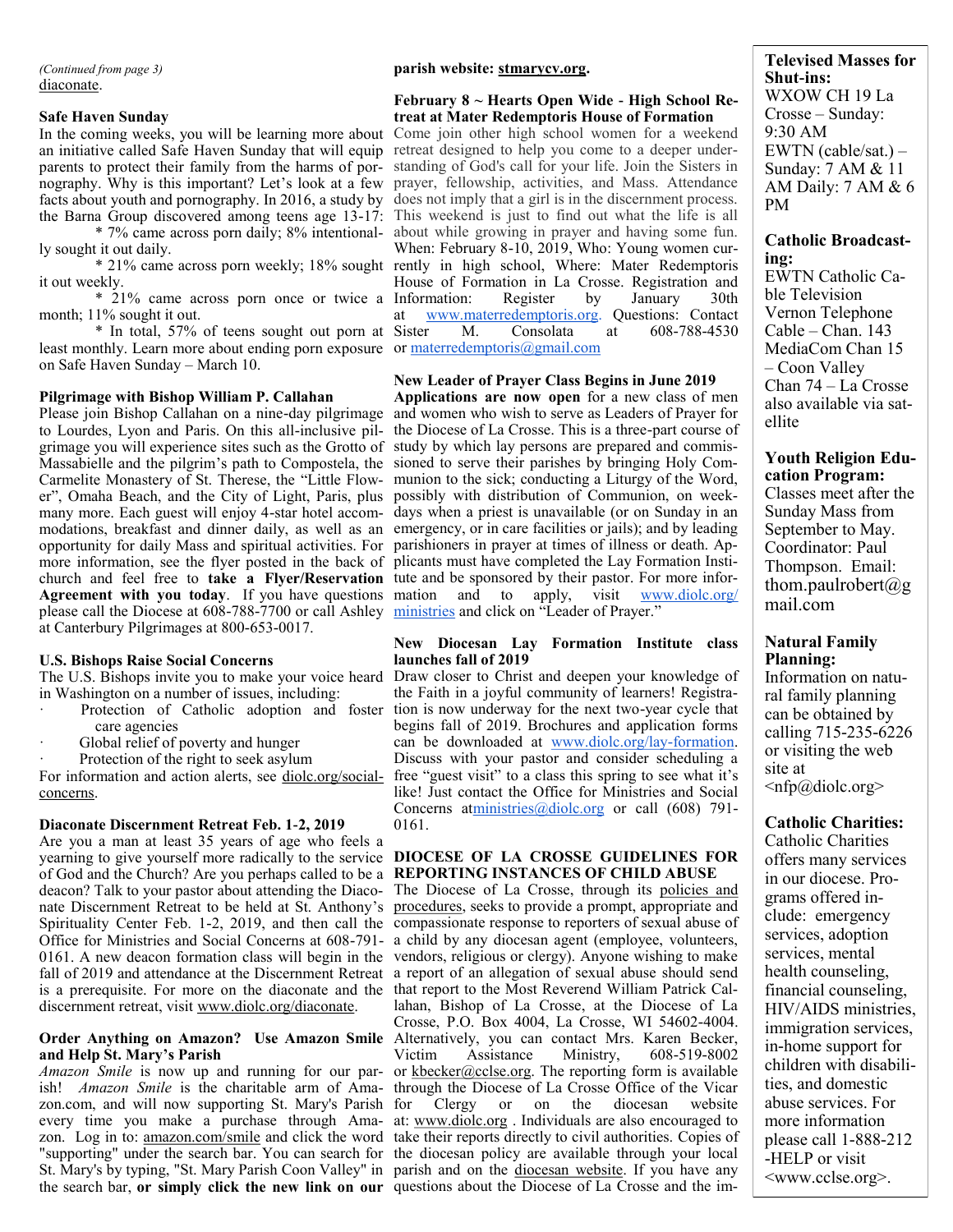*(Continued from page 3)*
diaconate.

**Safe Haven Sunday**

In the coming weeks, you will be learning more about an initiative called Safe Haven Sunday that will equip parents to protect their family from the harms of pornography. Why is this important? Let's look at a few facts about youth and pornography. In 2016, a study by the Barna Group discovered among teens age 13-17:

* 7% came across porn daily; 8% intentionally sought it out daily.

* 21% came across porn weekly; 18% sought it out weekly.

* 21% came across porn once or twice a month; 11% sought it out.

* In total, 57% of teens sought out porn at least monthly. Learn more about ending porn exposure on Safe Haven Sunday – March 10.

**Pilgrimage with Bishop William P. Callahan**

Please join Bishop Callahan on a nine-day pilgrimage to Lourdes, Lyon and Paris. On this all-inclusive pilgrimage you will experience sites such as the Grotto of Massabielle and the pilgrim's path to Compostela, the Carmelite Monastery of St. Therese, the "Little Flower", Omaha Beach, and the City of Light, Paris, plus many more. Each guest will enjoy 4-star hotel accommodations, breakfast and dinner daily, as well as an opportunity for daily Mass and spiritual activities. For more information, see the flyer posted in the back of church and feel free to **take a Flyer/Reservation Agreement with you today**. If you have questions please call the Diocese at 608-788-7700 or call Ashley at Canterbury Pilgrimages at 800-653-0017.

**U.S. Bishops Raise Social Concerns**

The U.S. Bishops invite you to make your voice heard in Washington on a number of issues, including:

- Protection of Catholic adoption and foster care agencies
- Global relief of poverty and hunger
- Protection of the right to seek asylum

For information and action alerts, see diolc.org/social-concerns.

**Diaconate Discernment Retreat Feb. 1-2, 2019**

Are you a man at least 35 years of age who feels a yearning to give yourself more radically to the service of God and the Church? Are you perhaps called to be a deacon? Talk to your pastor about attending the Diaconate Discernment Retreat to be held at St. Anthony's Spirituality Center Feb. 1-2, 2019, and then call the Office for Ministries and Social Concerns at 608-791-0161. A new deacon formation class will begin in the fall of 2019 and attendance at the Discernment Retreat is a prerequisite. For more on the diaconate and the discernment retreat, visit www.diolc.org/diaconate.

**Order Anything on Amazon? Use Amazon Smile and Help St. Mary's Parish**

*Amazon Smile* is now up and running for our parish! *Amazon Smile* is the charitable arm of Amazon.com, and will now supporting St. Mary's Parish every time you make a purchase through Amazon. Log in to: amazon.com/smile and click the word "supporting" under the search bar. You can search for St. Mary's by typing, "St. Mary Parish Coon Valley" in the search bar, **or simply click the new link on our parish website: stmarycv.org.**

**February 8 ~ Hearts Open Wide - High School Retreat at Mater Redemptoris House of Formation**

Come join other high school women for a weekend retreat designed to help you come to a deeper understanding of God's call for your life. Join the Sisters in prayer, fellowship, activities, and Mass. Attendance does not imply that a girl is in the discernment process. This weekend is just to find out what the life is all about while growing in prayer and having some fun. When: February 8-10, 2019, Who: Young women currently in high school, Where: Mater Redemptoris House of Formation in La Crosse. Registration and Information: Register by January 30th at www.materredemptoris.org. Questions: Contact Sister M. Consolata at 608-788-4530 or materredemptoris@gmail.com

**New Leader of Prayer Class Begins in June 2019**

**Applications are now open** for a new class of men and women who wish to serve as Leaders of Prayer for the Diocese of La Crosse. This is a three-part course of study by which lay persons are prepared and commissioned to serve their parishes by bringing Holy Communion to the sick; conducting a Liturgy of the Word, possibly with distribution of Communion, on weekdays when a priest is unavailable (or on Sunday in an emergency, or in care facilities or jails); and by leading parishioners in prayer at times of illness or death. Applicants must have completed the Lay Formation Institute and be sponsored by their pastor. For more information and to apply, visit www.diolc.org/ministries and click on "Leader of Prayer."

**New Diocesan Lay Formation Institute class launches fall of 2019**

Draw closer to Christ and deepen your knowledge of the Faith in a joyful community of learners! Registration is now underway for the next two-year cycle that begins fall of 2019. Brochures and application forms can be downloaded at www.diolc.org/lay-formation. Discuss with your pastor and consider scheduling a free "guest visit" to a class this spring to see what it's like! Just contact the Office for Ministries and Social Concerns atministries@diolc.org or call (608) 791-0161.

**DIOCESE OF LA CROSSE GUIDELINES FOR REPORTING INSTANCES OF CHILD ABUSE**

The Diocese of La Crosse, through its policies and procedures, seeks to provide a prompt, appropriate and compassionate response to reporters of sexual abuse of a child by any diocesan agent (employee, volunteers, vendors, religious or clergy). Anyone wishing to make a report of an allegation of sexual abuse should send that report to the Most Reverend William Patrick Callahan, Bishop of La Crosse, at the Diocese of La Crosse, P.O. Box 4004, La Crosse, WI 54602-4004. Alternatively, you can contact Mrs. Karen Becker, Victim Assistance Ministry, 608-519-8002 or kbecker@cclse.org. The reporting form is available through the Diocese of La Crosse Office of the Vicar for Clergy or on the diocesan website at: www.diolc.org . Individuals are also encouraged to take their reports directly to civil authorities. Copies of the diocesan policy are available through your local parish and on the diocesan website. If you have any questions about the Diocese of La Crosse and the im-

**Televised Masses for Shut-ins:**
WXOW CH 19 La Crosse – Sunday: 9:30 AM
EWTN (cable/sat.) – Sunday: 7 AM & 11 AM Daily: 7 AM & 6 PM

**Catholic Broadcasting:**
EWTN Catholic Cable Television
Vernon Telephone Cable – Chan. 143
MediaCom Chan 15 – Coon Valley
Chan 74 – La Crosse also available via satellite

**Youth Religion Education Program:**
Classes meet after the Sunday Mass from September to May. Coordinator: Paul Thompson. Email: thom.paulrobert@gmail.com

**Natural Family Planning:**
Information on natural family planning can be obtained by calling 715-235-6226 or visiting the web site at <nfp@diolc.org>

**Catholic Charities:**
Catholic Charities offers many services in our diocese. Programs offered include: emergency services, adoption services, mental health counseling, financial counseling, HIV/AIDS ministries, immigration services, in-home support for children with disabilities, and domestic abuse services. For more information please call 1-888-212-HELP or visit <www.cclse.org>.